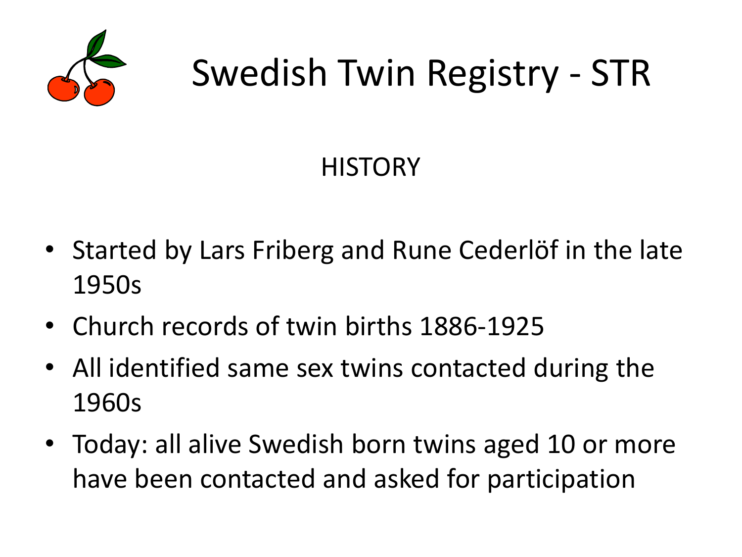# Swedish Twin Registry - STR

## HISTORY

- Started by Lars Friberg and Rune Cederlöf in the late 1950s
- Church records of twin births 1886-1925
- All identified same sex twins contacted during the 1960s
- Today: all alive Swedish born twins aged 10 or more have been contacted and asked for participation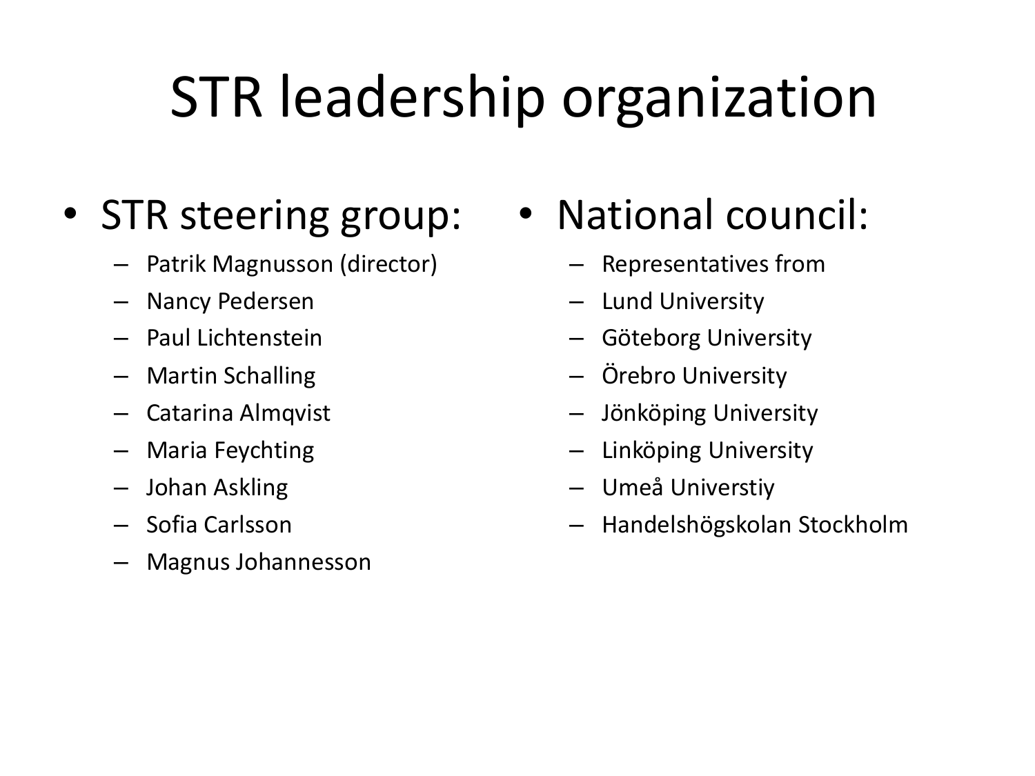# STR leadership organization

- STR steering group:
  - Patrik Magnusson (director)
  - Nancy Pedersen
  - Paul Lichtenstein
  - Martin Schalling
  - Catarina Almqvist
  - Maria Feychting
  - Johan Askling
  - Sofia Carlsson
  - Magnus Johannesson
- National council:
  - Representatives from
  - Lund University
  - Göteborg University
  - Örebro University
  - Jönköping University
  - Linköping University
  - Umeå Universtiy
  - Handelshögskolan Stockholm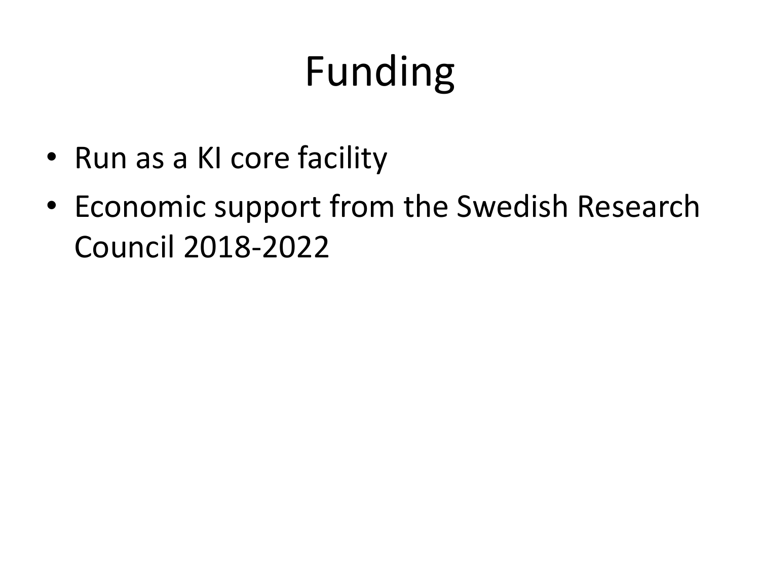# Funding

- Run as a KI core facility
- Economic support from the Swedish Research Council 2018-2022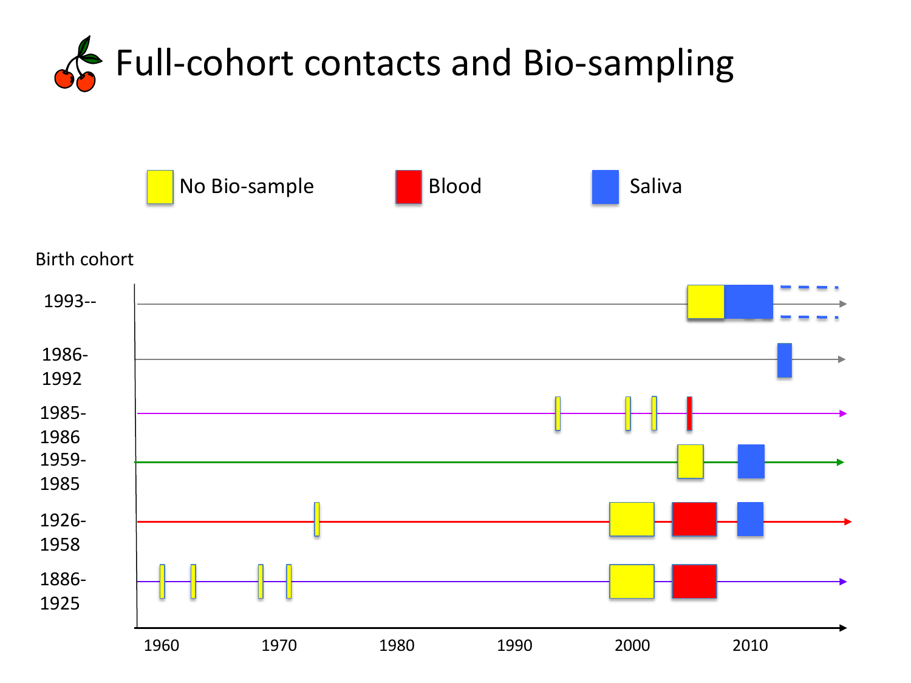# Full-cohort contacts and Bio-sampling

No Bio-sample | Blood | Saliva

Birth cohort

1993--

1986-1992

1985-1986

1959-1985

1926-1958

1886-1925

1960 1970 1980 1990 2000 2010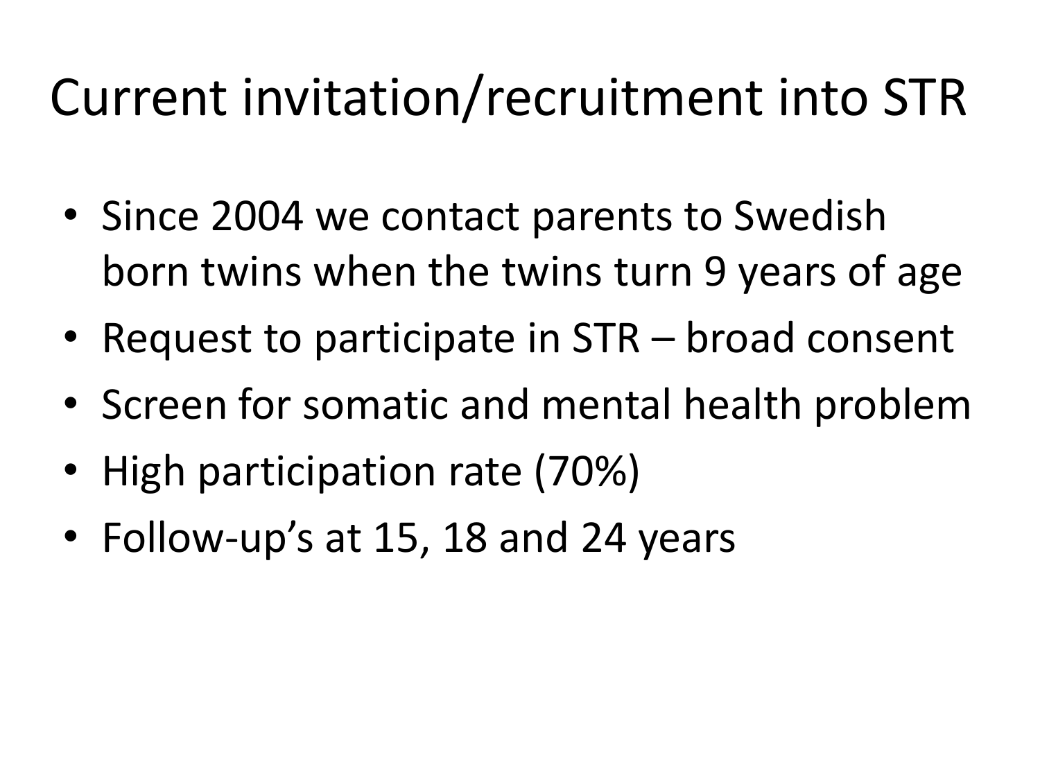# Current invitation/recruitment into STR

- Since 2004 we contact parents to Swedish born twins when the twins turn 9 years of age
- Request to participate in STR – broad consent
- Screen for somatic and mental health problem
- High participation rate (70%)
- Follow-up's at 15, 18 and 24 years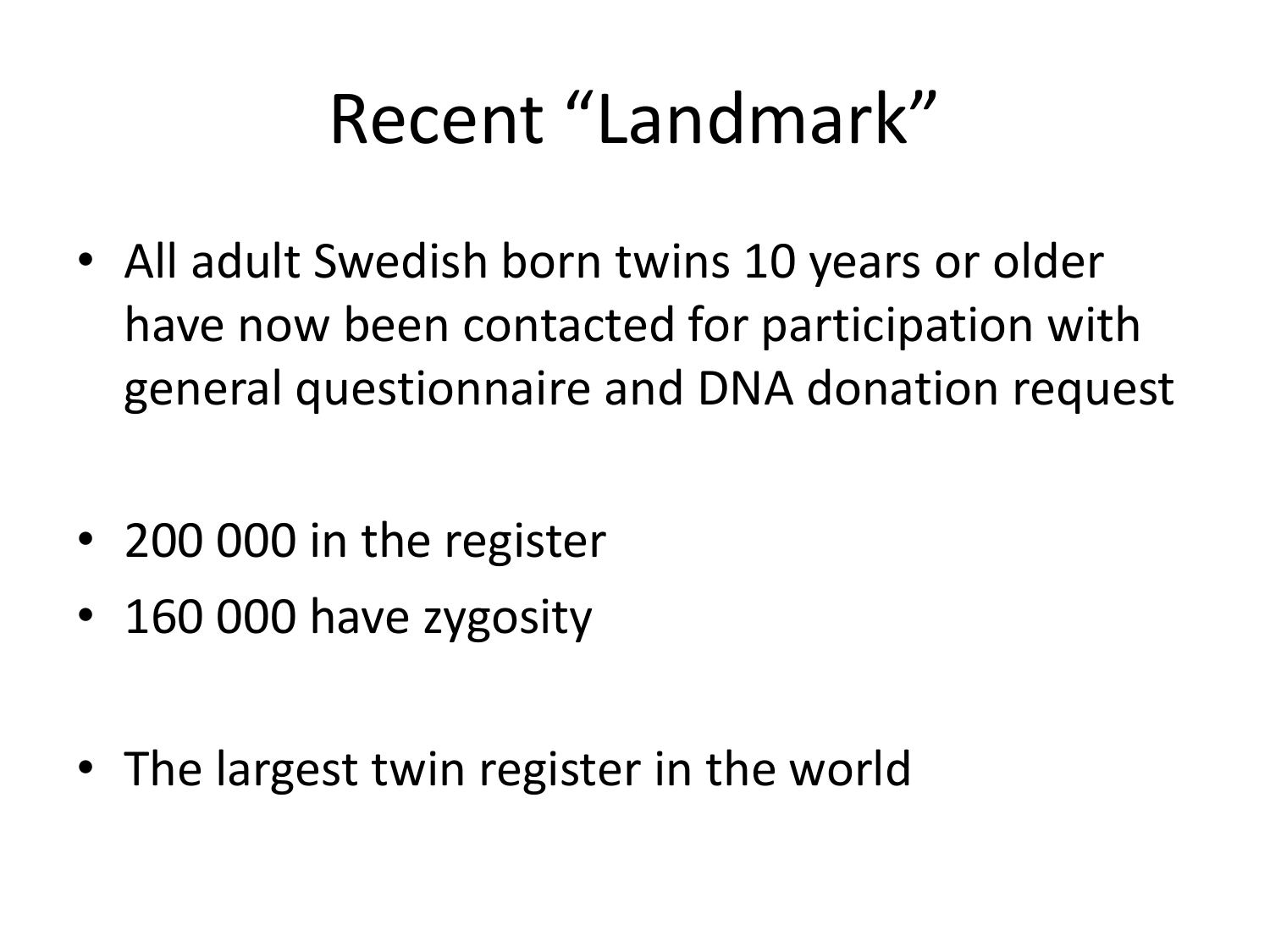# Recent "Landmark"

- All adult Swedish born twins 10 years or older have now been contacted for participation with general questionnaire and DNA donation request

- 200 000 in the register
- 160 000 have zygosity

- The largest twin register in the world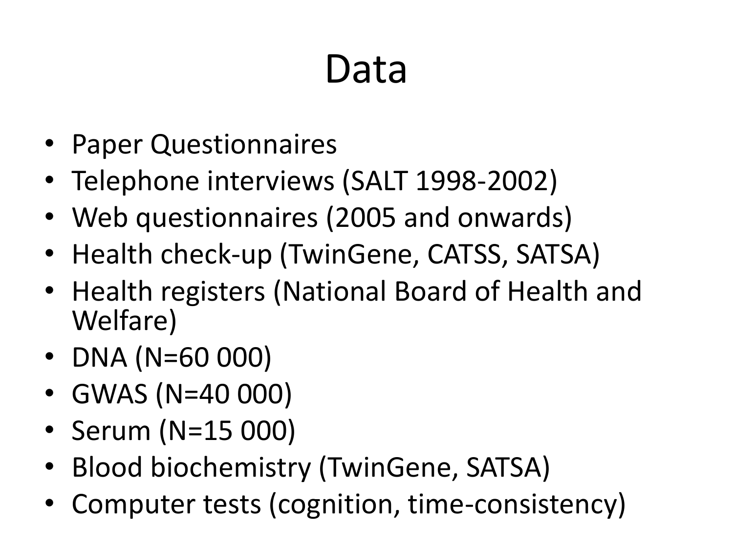# Data

- Paper Questionnaires
- Telephone interviews (SALT 1998-2002)
- Web questionnaires (2005 and onwards)
- Health check-up (TwinGene, CATSS, SATSA)
- Health registers (National Board of Health and Welfare)
- DNA (N=60 000)
- GWAS (N=40 000)
- Serum (N=15 000)
- Blood biochemistry (TwinGene, SATSA)
- Computer tests (cognition, time-consistency)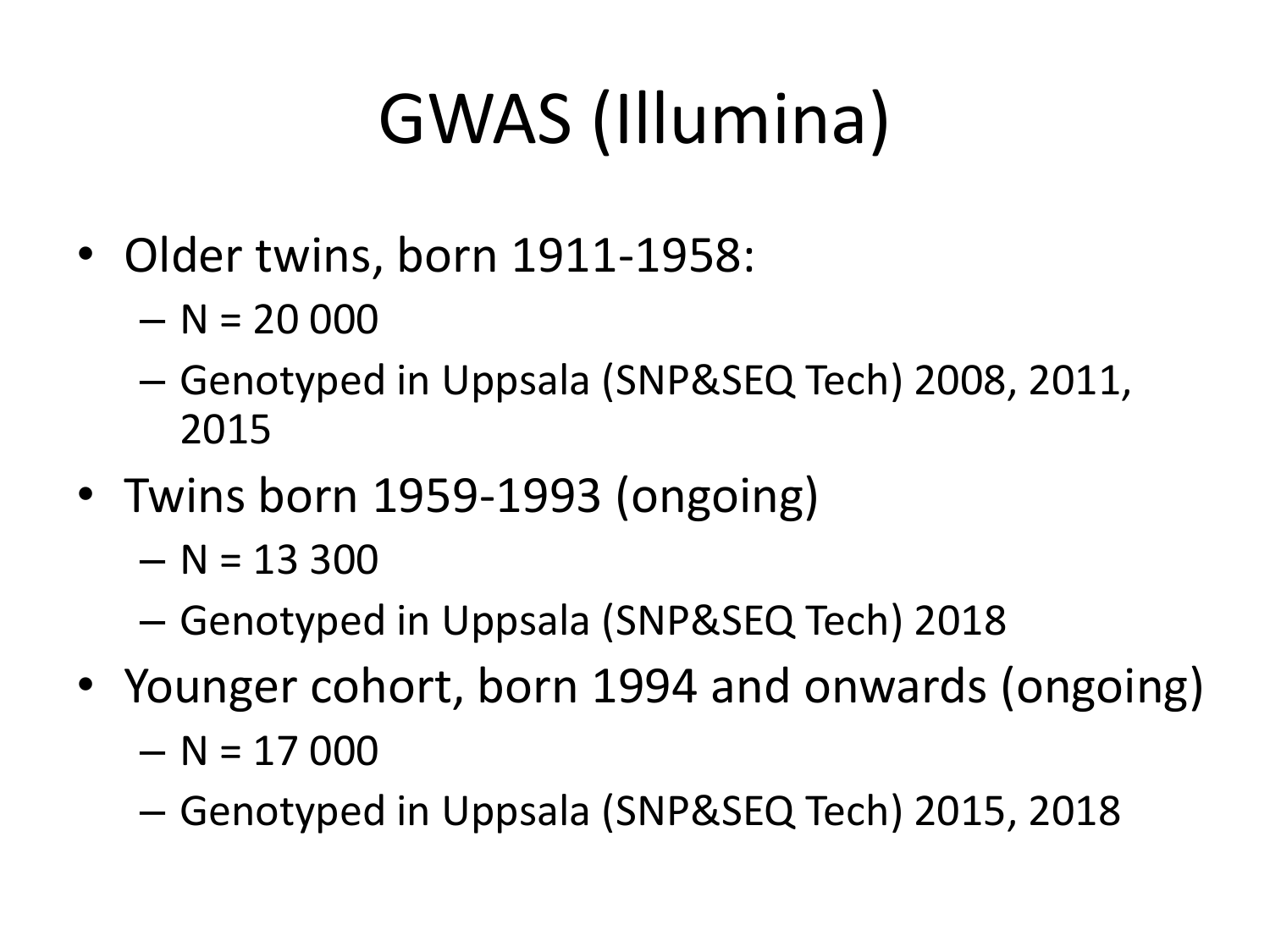# GWAS (Illumina)

- Older twins, born 1911-1958:
  - N = 20 000
  - Genotyped in Uppsala (SNP&SEQ Tech) 2008, 2011, 2015
- Twins born 1959-1993 (ongoing)
  - N = 13 300
  - Genotyped in Uppsala (SNP&SEQ Tech) 2018
- Younger cohort, born 1994 and onwards (ongoing)
  - N = 17 000
  - Genotyped in Uppsala (SNP&SEQ Tech) 2015, 2018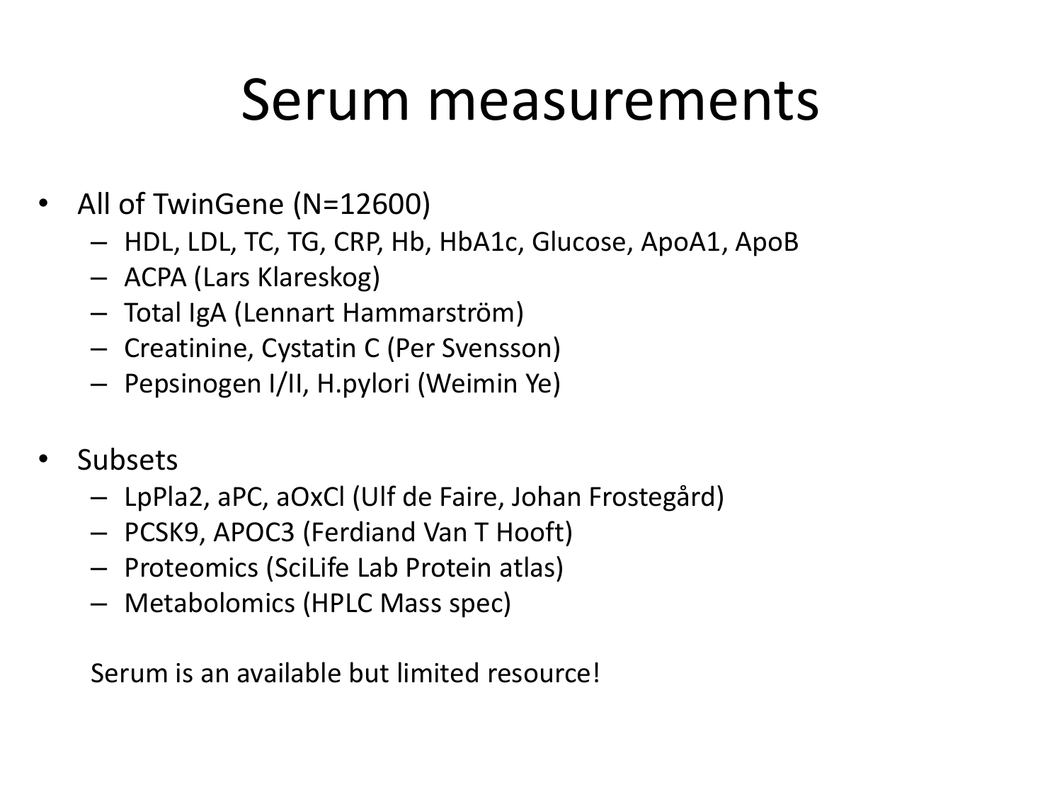# Serum measurements

- All of TwinGene (N=12600)
  - HDL, LDL, TC, TG, CRP, Hb, HbA1c, Glucose, ApoA1, ApoB
  - ACPA (Lars Klareskog)
  - Total IgA (Lennart Hammarström)
  - Creatinine, Cystatin C (Per Svensson)
  - Pepsinogen I/II, H.pylori (Weimin Ye)

- Subsets
  - LpPla2, aPC, aOxCl (Ulf de Faire, Johan Frostegård)
  - PCSK9, APOC3 (Ferdiand Van T Hooft)
  - Proteomics (SciLife Lab Protein atlas)
  - Metabolomics (HPLC Mass spec)

  Serum is an available but limited resource!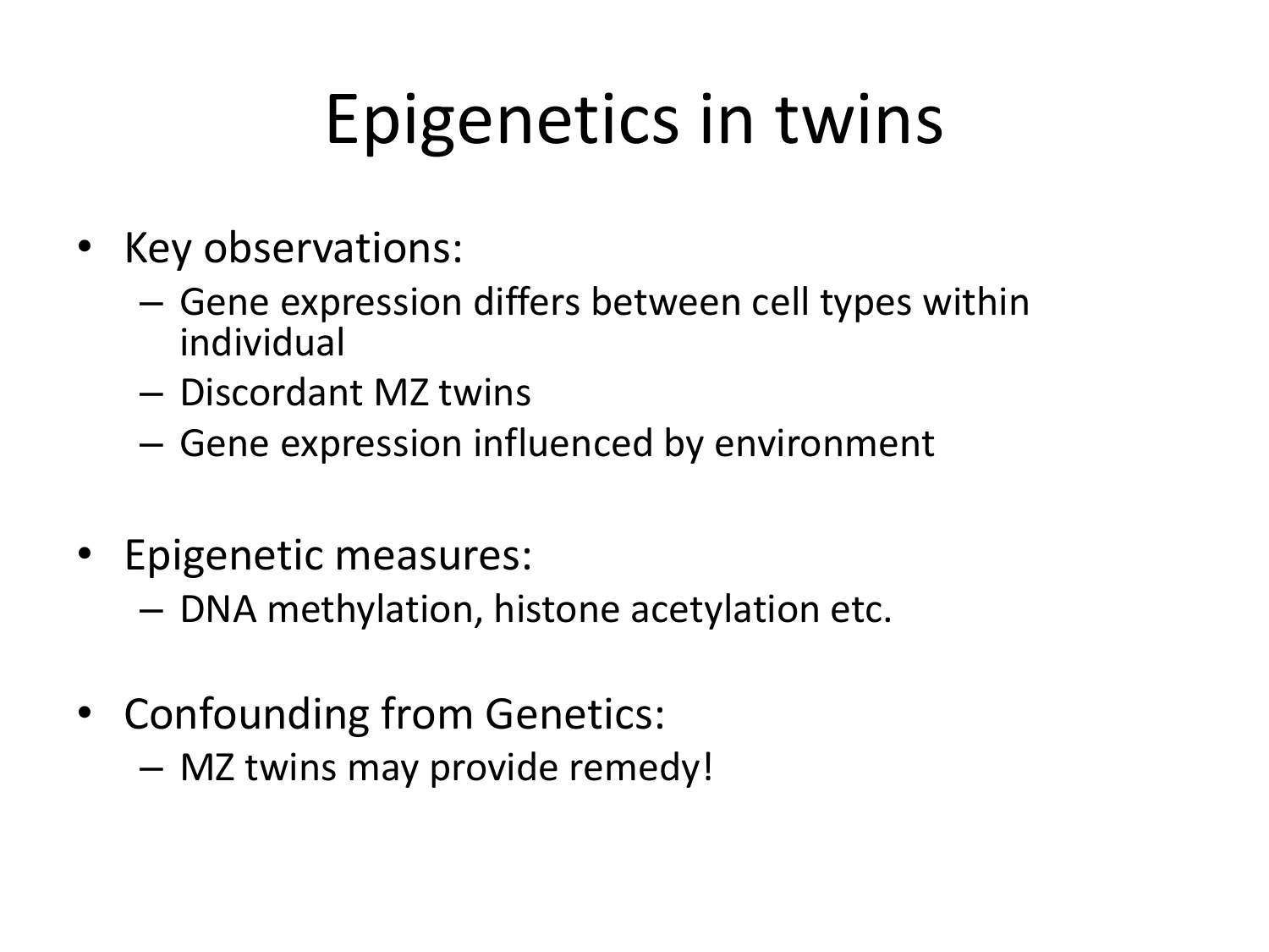# Epigenetics in twins

- Key observations:
  - Gene expression differs between cell types within individual
  - Discordant MZ twins
  - Gene expression influenced by environment

- Epigenetic measures:
  - DNA methylation, histone acetylation etc.

- Confounding from Genetics:
  - MZ twins may provide remedy!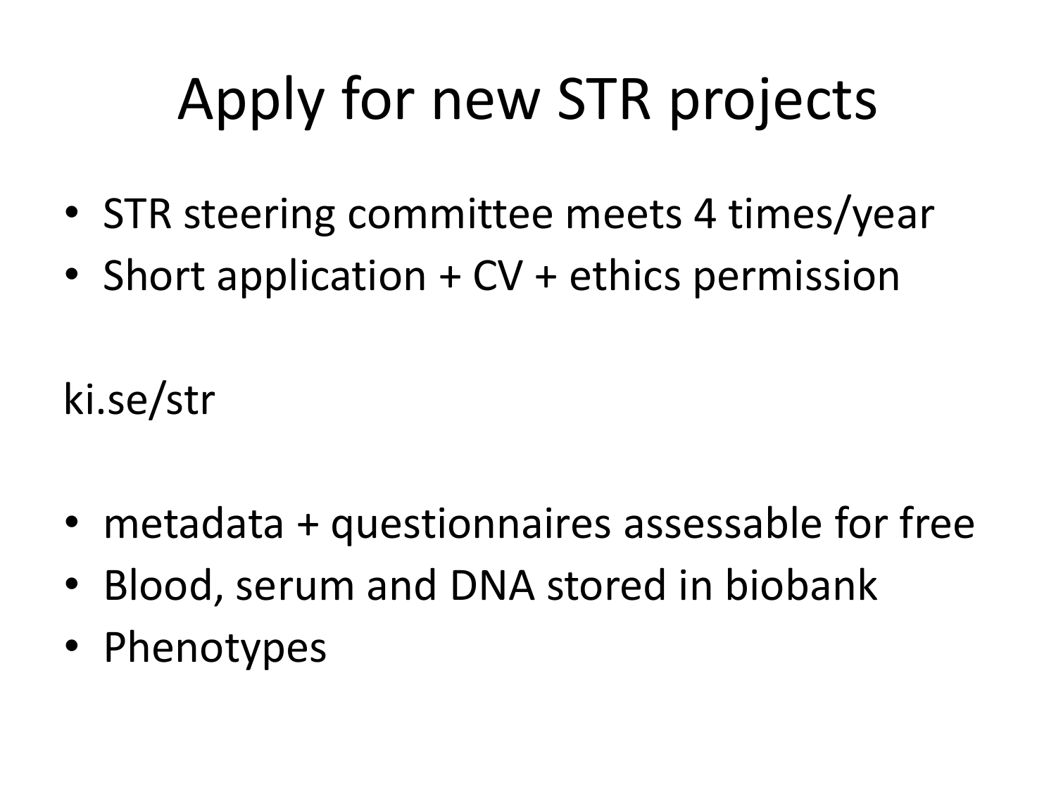# Apply for new STR projects

- STR steering committee meets 4 times/year
- Short application + CV + ethics permission

ki.se/str

- metadata + questionnaires assessable for free
- Blood, serum and DNA stored in biobank
- Phenotypes